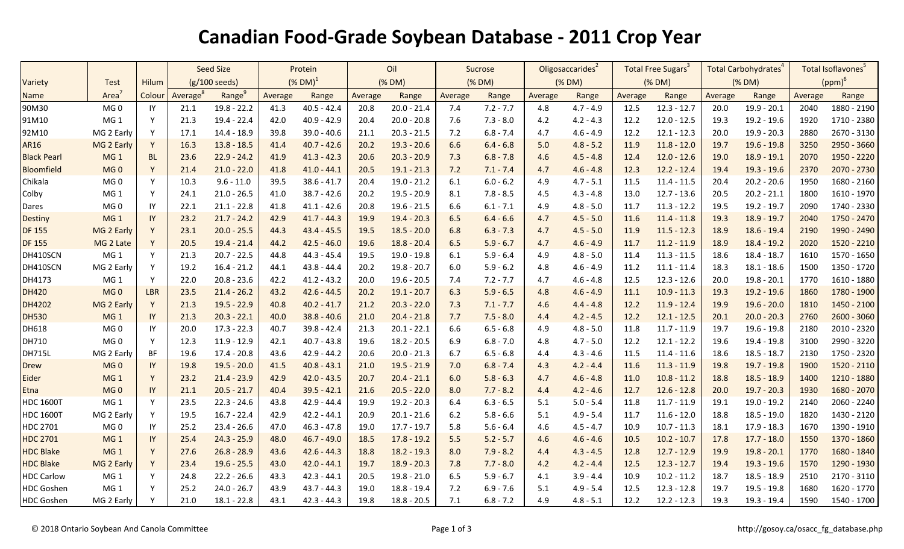# Canadian Food-Grade Soybean Database - 2011 Crop Year

| Variety | Test | Hilum | Seed Size | | Protein | | Oil | | Sucrose | | Oligosaccarides[2] | | Total Free Sugars[3] | | Total Carbohydrates[4] | | Total Isoflavones[5] | |
|---|---|---|---|---|---|---|---|---|---|---|---|---|---|---|---|---|---|---|
| | | | (g/100 seeds) | | (% DM)[1] | | (% DM) | | (% DM) | | (% DM) | | (% DM) | | (% DM) | | (ppm)[6] | |
| Name | Area[7] | Colour | Average[8] | Range[9] | Average | Range | Average | Range | Average | Range | Average | Range | Average | Range | Average | Range | Average | Range |
| 90M30 | MG 0 | IY | 21.1 | 19.8 - 22.2 | 41.3 | 40.5 - 42.4 | 20.8 | 20.0 - 21.4 | 7.4 | 7.2 - 7.7 | 4.8 | 4.7 - 4.9 | 12.5 | 12.3 - 12.7 | 20.0 | 19.9 - 20.1 | 2040 | 1880 - 2190 |
| 91M10 | MG 1 | Y | 21.3 | 19.4 - 22.4 | 42.0 | 40.9 - 42.9 | 20.4 | 20.0 - 20.8 | 7.6 | 7.3 - 8.0 | 4.2 | 4.2 - 4.3 | 12.2 | 12.0 - 12.5 | 19.3 | 19.2 - 19.6 | 1920 | 1710 - 2380 |
| 92M10 | MG 2 Early | Y | 17.1 | 14.4 - 18.9 | 39.8 | 39.0 - 40.6 | 21.1 | 20.3 - 21.5 | 7.2 | 6.8 - 7.4 | 4.7 | 4.6 - 4.9 | 12.2 | 12.1 - 12.3 | 20.0 | 19.9 - 20.3 | 2880 | 2670 - 3130 |
| AR16 | MG 2 Early | Y | 16.3 | 13.8 - 18.5 | 41.4 | 40.7 - 42.6 | 20.2 | 19.3 - 20.6 | 6.6 | 6.4 - 6.8 | 5.0 | 4.8 - 5.2 | 11.9 | 11.8 - 12.0 | 19.7 | 19.6 - 19.8 | 3250 | 2950 - 3660 |
| Black Pearl | MG 1 | BL | 23.6 | 22.9 - 24.2 | 41.9 | 41.3 - 42.3 | 20.6 | 20.3 - 20.9 | 7.3 | 6.8 - 7.8 | 4.6 | 4.5 - 4.8 | 12.4 | 12.0 - 12.6 | 19.0 | 18.9 - 19.1 | 2070 | 1950 - 2220 |
| Bloomfield | MG 0 | Y | 21.4 | 21.0 - 22.0 | 41.8 | 41.0 - 44.1 | 20.5 | 19.1 - 21.3 | 7.2 | 7.1 - 7.4 | 4.7 | 4.6 - 4.8 | 12.3 | 12.2 - 12.4 | 19.4 | 19.3 - 19.6 | 2370 | 2070 - 2730 |
| Chikala | MG 0 | Y | 10.3 | 9.6 - 11.0 | 39.5 | 38.6 - 41.7 | 20.4 | 19.0 - 21.2 | 6.1 | 6.0 - 6.2 | 4.9 | 4.7 - 5.1 | 11.5 | 11.4 - 11.5 | 20.4 | 20.2 - 20.6 | 1950 | 1680 - 2160 |
| Colby | MG 1 | Y | 24.1 | 21.0 - 26.5 | 41.0 | 38.7 - 42.6 | 20.2 | 19.5 - 20.9 | 8.1 | 7.8 - 8.5 | 4.5 | 4.3 - 4.8 | 13.0 | 12.7 - 13.6 | 20.5 | 20.2 - 21.1 | 1800 | 1610 - 1970 |
| Dares | MG 0 | IY | 22.1 | 21.1 - 22.8 | 41.8 | 41.1 - 42.6 | 20.8 | 19.6 - 21.5 | 6.6 | 6.1 - 7.1 | 4.9 | 4.8 - 5.0 | 11.7 | 11.3 - 12.2 | 19.5 | 19.2 - 19.7 | 2090 | 1740 - 2330 |
| Destiny | MG 1 | IY | 23.2 | 21.7 - 24.2 | 42.9 | 41.7 - 44.3 | 19.9 | 19.4 - 20.3 | 6.5 | 6.4 - 6.6 | 4.7 | 4.5 - 5.0 | 11.6 | 11.4 - 11.8 | 19.3 | 18.9 - 19.7 | 2040 | 1750 - 2470 |
| DF 155 | MG 2 Early | Y | 23.1 | 20.0 - 25.5 | 44.3 | 43.4 - 45.5 | 19.5 | 18.5 - 20.0 | 6.8 | 6.3 - 7.3 | 4.7 | 4.5 - 5.0 | 11.9 | 11.5 - 12.3 | 18.9 | 18.6 - 19.4 | 2190 | 1990 - 2490 |
| DF 155 | MG 2 Late | Y | 20.5 | 19.4 - 21.4 | 44.2 | 42.5 - 46.0 | 19.6 | 18.8 - 20.4 | 6.5 | 5.9 - 6.7 | 4.7 | 4.6 - 4.9 | 11.7 | 11.2 - 11.9 | 18.9 | 18.4 - 19.2 | 2020 | 1520 - 2210 |
| DH410SCN | MG 1 | Y | 21.3 | 20.7 - 22.5 | 44.8 | 44.3 - 45.4 | 19.5 | 19.0 - 19.8 | 6.1 | 5.9 - 6.4 | 4.9 | 4.8 - 5.0 | 11.4 | 11.3 - 11.5 | 18.6 | 18.4 - 18.7 | 1610 | 1570 - 1650 |
| DH410SCN | MG 2 Early | Y | 19.2 | 16.4 - 21.2 | 44.1 | 43.8 - 44.4 | 20.2 | 19.8 - 20.7 | 6.0 | 5.9 - 6.2 | 4.8 | 4.6 - 4.9 | 11.2 | 11.1 - 11.4 | 18.3 | 18.1 - 18.6 | 1500 | 1350 - 1720 |
| DH4173 | MG 1 | Y | 22.0 | 20.8 - 23.6 | 42.2 | 41.2 - 43.2 | 20.0 | 19.6 - 20.5 | 7.4 | 7.2 - 7.7 | 4.7 | 4.6 - 4.8 | 12.5 | 12.3 - 12.6 | 20.0 | 19.8 - 20.1 | 1770 | 1610 - 1880 |
| DH420 | MG 0 | LBR | 23.5 | 21.4 - 26.2 | 43.2 | 42.6 - 44.5 | 20.2 | 19.1 - 20.7 | 6.3 | 5.9 - 6.5 | 4.8 | 4.6 - 4.9 | 11.1 | 10.9 - 11.3 | 19.3 | 19.2 - 19.6 | 1860 | 1780 - 1900 |
| DH4202 | MG 2 Early | Y | 21.3 | 19.5 - 22.9 | 40.8 | 40.2 - 41.7 | 21.2 | 20.3 - 22.0 | 7.3 | 7.1 - 7.7 | 4.6 | 4.4 - 4.8 | 12.2 | 11.9 - 12.4 | 19.9 | 19.6 - 20.0 | 1810 | 1450 - 2100 |
| DH530 | MG 1 | IY | 21.3 | 20.3 - 22.1 | 40.0 | 38.8 - 40.6 | 21.0 | 20.4 - 21.8 | 7.7 | 7.5 - 8.0 | 4.4 | 4.2 - 4.5 | 12.2 | 12.1 - 12.5 | 20.1 | 20.0 - 20.3 | 2760 | 2600 - 3060 |
| DH618 | MG 0 | IY | 20.0 | 17.3 - 22.3 | 40.7 | 39.8 - 42.4 | 21.3 | 20.1 - 22.1 | 6.6 | 6.5 - 6.8 | 4.9 | 4.8 - 5.0 | 11.8 | 11.7 - 11.9 | 19.7 | 19.6 - 19.8 | 2180 | 2010 - 2320 |
| DH710 | MG 0 | Y | 12.3 | 11.9 - 12.9 | 42.1 | 40.7 - 43.8 | 19.6 | 18.2 - 20.5 | 6.9 | 6.8 - 7.0 | 4.8 | 4.7 - 5.0 | 12.2 | 12.1 - 12.2 | 19.6 | 19.4 - 19.8 | 3100 | 2990 - 3220 |
| DH715L | MG 2 Early | BF | 19.6 | 17.4 - 20.8 | 43.6 | 42.9 - 44.2 | 20.6 | 20.0 - 21.3 | 6.7 | 6.5 - 6.8 | 4.4 | 4.3 - 4.6 | 11.5 | 11.4 - 11.6 | 18.6 | 18.5 - 18.7 | 2130 | 1750 - 2320 |
| Drew | MG 0 | IY | 19.8 | 19.5 - 20.0 | 41.5 | 40.8 - 43.1 | 21.0 | 19.5 - 21.9 | 7.0 | 6.8 - 7.4 | 4.3 | 4.2 - 4.4 | 11.6 | 11.3 - 11.9 | 19.8 | 19.7 - 19.8 | 1900 | 1520 - 2110 |
| Eider | MG 1 | Y | 23.2 | 21.4 - 23.9 | 42.9 | 42.0 - 43.5 | 20.7 | 20.4 - 21.1 | 6.0 | 5.8 - 6.3 | 4.7 | 4.6 - 4.8 | 11.0 | 10.8 - 11.2 | 18.8 | 18.5 - 18.9 | 1400 | 1210 - 1880 |
| Etna | MG 0 | IY | 21.1 | 20.5 - 21.7 | 40.4 | 39.5 - 42.1 | 21.6 | 20.5 - 22.0 | 8.0 | 7.7 - 8.2 | 4.4 | 4.2 - 4.6 | 12.7 | 12.6 - 12.8 | 20.0 | 19.7 - 20.3 | 1930 | 1680 - 2070 |
| HDC 1600T | MG 1 | Y | 23.5 | 22.3 - 24.6 | 43.8 | 42.9 - 44.4 | 19.9 | 19.2 - 20.3 | 6.4 | 6.3 - 6.5 | 5.1 | 5.0 - 5.4 | 11.8 | 11.7 - 11.9 | 19.1 | 19.0 - 19.2 | 2140 | 2060 - 2240 |
| HDC 1600T | MG 2 Early | Y | 19.5 | 16.7 - 22.4 | 42.9 | 42.2 - 44.1 | 20.9 | 20.1 - 21.6 | 6.2 | 5.8 - 6.6 | 5.1 | 4.9 - 5.4 | 11.7 | 11.6 - 12.0 | 18.8 | 18.5 - 19.0 | 1820 | 1430 - 2120 |
| HDC 2701 | MG 0 | IY | 25.2 | 23.4 - 26.6 | 47.0 | 46.3 - 47.8 | 19.0 | 17.7 - 19.7 | 5.8 | 5.6 - 6.4 | 4.6 | 4.5 - 4.7 | 10.9 | 10.7 - 11.3 | 18.1 | 17.9 - 18.3 | 1670 | 1390 - 1910 |
| HDC 2701 | MG 1 | IY | 25.4 | 24.3 - 25.9 | 48.0 | 46.7 - 49.0 | 18.5 | 17.8 - 19.2 | 5.5 | 5.2 - 5.7 | 4.6 | 4.6 - 4.6 | 10.5 | 10.2 - 10.7 | 17.8 | 17.7 - 18.0 | 1550 | 1370 - 1860 |
| HDC Blake | MG 1 | Y | 27.6 | 26.8 - 28.9 | 43.6 | 42.6 - 44.3 | 18.8 | 18.2 - 19.3 | 8.0 | 7.9 - 8.2 | 4.4 | 4.3 - 4.5 | 12.8 | 12.7 - 12.9 | 19.9 | 19.8 - 20.1 | 1770 | 1680 - 1840 |
| HDC Blake | MG 2 Early | Y | 23.4 | 19.6 - 25.5 | 43.0 | 42.0 - 44.1 | 19.7 | 18.9 - 20.3 | 7.8 | 7.7 - 8.0 | 4.2 | 4.2 - 4.4 | 12.5 | 12.3 - 12.7 | 19.4 | 19.3 - 19.6 | 1570 | 1290 - 1930 |
| HDC Carlow | MG 1 | Y | 24.8 | 22.2 - 26.6 | 43.3 | 42.3 - 44.1 | 20.5 | 19.8 - 21.0 | 6.5 | 5.9 - 6.7 | 4.1 | 3.9 - 4.4 | 10.9 | 10.2 - 11.2 | 18.7 | 18.5 - 18.9 | 2510 | 2170 - 3110 |
| HDC Goshen | MG 1 | Y | 25.2 | 24.0 - 26.7 | 43.9 | 43.7 - 44.3 | 19.0 | 18.8 - 19.4 | 7.2 | 6.9 - 7.6 | 5.1 | 4.9 - 5.4 | 12.5 | 12.3 - 12.8 | 19.7 | 19.5 - 19.8 | 1680 | 1620 - 1770 |
| HDC Goshen | MG 2 Early | Y | 21.0 | 18.1 - 22.8 | 43.1 | 42.3 - 44.3 | 19.8 | 18.8 - 20.5 | 7.1 | 6.8 - 7.2 | 4.9 | 4.8 - 5.1 | 12.2 | 12.2 - 12.3 | 19.3 | 19.3 - 19.4 | 1590 | 1540 - 1700 |

© 2018 Ontario Soybean And Canola Committee

http://gosoy.ca/osacc_fg_database.php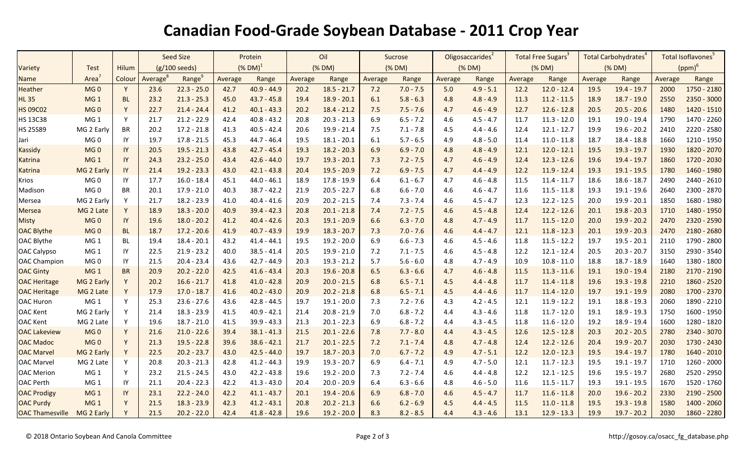# Canadian Food-Grade Soybean Database - 2011 Crop Year

| Variety | Test | Hilum | Seed Size | | Protein | | Oil | | Sucrose | | Oligosaccarides[2] | | Total Free Sugars[3] | | Total Carbohydrates[4] | | Total Isoflavones[5] | |
|---|---|---|---|---|---|---|---|---|---|---|---|---|---|---|---|---|---|---|
| | | | (g/100 seeds) | | (% DM)[1] | | (% DM) | | (% DM) | | (% DM) | | (% DM) | | (% DM) | | (ppm)[6] | |
| Name | Area[7] | Colour | Average[8] | Range[9] | Average | Range | Average | Range | Average | Range | Average | Range | Average | Range | Average | Range | Average | Range |
| Heather | MG 0 | Y | 23.6 | 22.3 - 25.0 | 42.7 | 40.9 - 44.9 | 20.2 | 18.5 - 21.7 | 7.2 | 7.0 - 7.5 | 5.0 | 4.9 - 5.1 | 12.2 | 12.0 - 12.4 | 19.5 | 19.4 - 19.7 | 2000 | 1750 - 2180 |
| HL 35 | MG 1 | BL | 23.2 | 21.3 - 25.3 | 45.0 | 43.7 - 45.8 | 19.4 | 18.9 - 20.1 | 6.1 | 5.8 - 6.3 | 4.8 | 4.8 - 4.9 | 11.3 | 11.2 - 11.5 | 18.9 | 18.7 - 19.0 | 2550 | 2350 - 3000 |
| HS 09C02 | MG 0 | Y | 22.7 | 21.4 - 24.4 | 41.2 | 40.1 - 43.3 | 20.2 | 18.4 - 21.2 | 7.5 | 7.5 - 7.6 | 4.7 | 4.6 - 4.9 | 12.7 | 12.6 - 12.8 | 20.5 | 20.5 - 20.6 | 1480 | 1420 - 1510 |
| HS 13C38 | MG 1 | Y | 21.7 | 21.2 - 22.9 | 42.4 | 40.8 - 43.2 | 20.8 | 20.3 - 21.3 | 6.9 | 6.5 - 7.2 | 4.6 | 4.5 - 4.7 | 11.7 | 11.3 - 12.0 | 19.1 | 19.0 - 19.4 | 1790 | 1470 - 2260 |
| HS 25S89 | MG 2 Early | BR | 20.2 | 17.2 - 21.8 | 41.3 | 40.5 - 42.4 | 20.6 | 19.9 - 21.4 | 7.5 | 7.1 - 7.8 | 4.5 | 4.4 - 4.6 | 12.4 | 12.1 - 12.7 | 19.9 | 19.6 - 20.2 | 2410 | 2220 - 2580 |
| Jari | MG 0 | IY | 19.7 | 17.8 - 21.5 | 45.3 | 44.7 - 46.4 | 19.5 | 18.1 - 20.1 | 6.1 | 5.7 - 6.5 | 4.9 | 4.8 - 5.0 | 11.4 | 11.0 - 11.8 | 18.7 | 18.4 - 18.8 | 1660 | 1210 - 1950 |
| Kassidy | MG 0 | IY | 20.5 | 19.5 - 21.3 | 43.8 | 42.7 - 45.4 | 19.3 | 18.2 - 20.3 | 6.9 | 6.9 - 7.0 | 4.8 | 4.8 - 4.9 | 12.1 | 12.0 - 12.1 | 19.5 | 19.3 - 19.7 | 1930 | 1820 - 2070 |
| Katrina | MG 1 | IY | 24.3 | 23.2 - 25.0 | 43.4 | 42.6 - 44.0 | 19.7 | 19.3 - 20.1 | 7.3 | 7.2 - 7.5 | 4.7 | 4.6 - 4.9 | 12.4 | 12.3 - 12.6 | 19.6 | 19.4 - 19.7 | 1860 | 1720 - 2030 |
| Katrina | MG 2 Early | IY | 21.4 | 19.2 - 23.3 | 43.0 | 42.1 - 43.8 | 20.4 | 19.5 - 20.9 | 7.2 | 6.9 - 7.5 | 4.7 | 4.4 - 4.9 | 12.2 | 11.9 - 12.4 | 19.3 | 19.1 - 19.5 | 1780 | 1460 - 1980 |
| Krios | MG 0 | IY | 17.7 | 16.0 - 18.4 | 45.1 | 44.0 - 46.1 | 18.9 | 17.8 - 19.9 | 6.4 | 6.1 - 6.7 | 4.7 | 4.6 - 4.8 | 11.5 | 11.4 - 11.7 | 18.6 | 18.6 - 18.7 | 2490 | 2440 - 2610 |
| Madison | MG 0 | BR | 20.1 | 17.9 - 21.0 | 40.3 | 38.7 - 42.2 | 21.9 | 20.5 - 22.7 | 6.8 | 6.6 - 7.0 | 4.6 | 4.6 - 4.7 | 11.6 | 11.5 - 11.8 | 19.3 | 19.1 - 19.6 | 2640 | 2300 - 2870 |
| Mersea | MG 2 Early | Y | 21.7 | 18.2 - 23.9 | 41.0 | 40.4 - 41.6 | 20.9 | 20.2 - 21.5 | 7.4 | 7.3 - 7.4 | 4.6 | 4.5 - 4.7 | 12.3 | 12.2 - 12.5 | 20.0 | 19.9 - 20.1 | 1850 | 1680 - 1980 |
| Mersea | MG 2 Late | Y | 18.9 | 18.3 - 20.0 | 40.9 | 39.4 - 42.3 | 20.8 | 20.1 - 21.8 | 7.4 | 7.2 - 7.5 | 4.6 | 4.5 - 4.8 | 12.4 | 12.2 - 12.6 | 20.1 | 19.8 - 20.3 | 1710 | 1480 - 1950 |
| Misty | MG 0 | IY | 19.6 | 18.0 - 20.2 | 41.2 | 40.4 - 42.6 | 20.3 | 19.1 - 20.9 | 6.6 | 6.3 - 7.0 | 4.8 | 4.7 - 4.9 | 11.7 | 11.5 - 12.0 | 20.0 | 19.9 - 20.2 | 2470 | 2320 - 2590 |
| OAC Blythe | MG 0 | BL | 18.7 | 17.2 - 20.6 | 41.9 | 40.7 - 43.9 | 19.9 | 18.3 - 20.7 | 7.3 | 7.0 - 7.6 | 4.6 | 4.4 - 4.7 | 12.1 | 11.8 - 12.3 | 20.1 | 19.9 - 20.3 | 2470 | 2180 - 2680 |
| OAC Blythe | MG 1 | BL | 19.4 | 18.4 - 20.1 | 43.2 | 41.4 - 44.1 | 19.5 | 19.2 - 20.0 | 6.9 | 6.6 - 7.3 | 4.6 | 4.5 - 4.6 | 11.8 | 11.5 - 12.2 | 19.7 | 19.5 - 20.1 | 2110 | 1790 - 2800 |
| OAC Calypso | MG 1 | IY | 22.5 | 21.9 - 23.2 | 40.0 | 38.5 - 41.4 | 20.5 | 19.9 - 21.0 | 7.2 | 7.1 - 7.5 | 4.6 | 4.5 - 4.8 | 12.2 | 12.1 - 12.4 | 20.5 | 20.3 - 20.7 | 3150 | 2930 - 3540 |
| OAC Champion | MG 0 | IY | 21.5 | 20.4 - 23.4 | 43.6 | 42.7 - 44.9 | 20.3 | 19.3 - 21.2 | 5.7 | 5.6 - 6.0 | 4.8 | 4.7 - 4.9 | 10.9 | 10.8 - 11.0 | 18.8 | 18.7 - 18.9 | 1640 | 1380 - 1800 |
| OAC Ginty | MG 1 | BR | 20.9 | 20.2 - 22.0 | 42.5 | 41.6 - 43.4 | 20.3 | 19.6 - 20.8 | 6.5 | 6.3 - 6.6 | 4.7 | 4.6 - 4.8 | 11.5 | 11.3 - 11.6 | 19.1 | 19.0 - 19.4 | 2180 | 2170 - 2190 |
| OAC Heritage | MG 2 Early | Y | 20.2 | 16.6 - 21.7 | 41.8 | 41.0 - 42.8 | 20.9 | 20.0 - 21.5 | 6.8 | 6.5 - 7.1 | 4.5 | 4.4 - 4.8 | 11.7 | 11.4 - 11.8 | 19.6 | 19.3 - 19.8 | 2210 | 1860 - 2520 |
| OAC Heritage | MG 2 Late | Y | 17.9 | 17.0 - 18.7 | 41.6 | 40.2 - 43.0 | 20.9 | 20.2 - 21.8 | 6.8 | 6.5 - 7.1 | 4.5 | 4.4 - 4.6 | 11.7 | 11.4 - 12.0 | 19.7 | 19.1 - 19.9 | 2080 | 1700 - 2370 |
| OAC Huron | MG 1 | Y | 25.3 | 23.6 - 27.6 | 43.6 | 42.8 - 44.5 | 19.7 | 19.1 - 20.0 | 7.3 | 7.2 - 7.6 | 4.3 | 4.2 - 4.5 | 12.1 | 11.9 - 12.2 | 19.1 | 18.8 - 19.3 | 2060 | 1890 - 2210 |
| OAC Kent | MG 2 Early | Y | 21.4 | 18.3 - 23.9 | 41.5 | 40.9 - 42.1 | 21.4 | 20.8 - 21.9 | 7.0 | 6.8 - 7.2 | 4.4 | 4.3 - 4.6 | 11.8 | 11.7 - 12.0 | 19.1 | 18.9 - 19.3 | 1750 | 1600 - 1950 |
| OAC Kent | MG 2 Late | Y | 19.6 | 18.7 - 21.0 | 41.5 | 39.9 - 43.3 | 21.3 | 20.1 - 22.3 | 6.9 | 6.8 - 7.2 | 4.4 | 4.3 - 4.5 | 11.8 | 11.6 - 12.0 | 19.2 | 18.9 - 19.4 | 1600 | 1280 - 1820 |
| OAC Lakeview | MG 0 | Y | 21.6 | 21.0 - 22.6 | 39.4 | 38.1 - 41.3 | 21.5 | 20.1 - 22.6 | 7.8 | 7.7 - 8.0 | 4.4 | 4.3 - 4.5 | 12.6 | 12.5 - 12.8 | 20.3 | 20.2 - 20.5 | 2780 | 2340 - 3070 |
| OAC Madoc | MG 0 | Y | 21.3 | 19.5 - 22.8 | 39.6 | 38.6 - 42.1 | 21.7 | 20.1 - 22.5 | 7.2 | 7.1 - 7.4 | 4.8 | 4.7 - 4.8 | 12.4 | 12.2 - 12.6 | 20.4 | 19.9 - 20.7 | 2030 | 1730 - 2430 |
| OAC Marvel | MG 2 Early | Y | 22.5 | 20.2 - 23.7 | 43.0 | 42.5 - 44.0 | 19.7 | 18.7 - 20.3 | 7.0 | 6.7 - 7.2 | 4.9 | 4.7 - 5.1 | 12.2 | 12.0 - 12.3 | 19.5 | 19.4 - 19.7 | 1780 | 1640 - 2010 |
| OAC Marvel | MG 2 Late | Y | 20.8 | 20.3 - 21.3 | 42.8 | 41.2 - 44.3 | 19.9 | 19.3 - 20.7 | 6.9 | 6.4 - 7.1 | 4.9 | 4.7 - 5.0 | 12.1 | 11.7 - 12.3 | 19.5 | 19.1 - 19.7 | 1710 | 1260 - 2000 |
| OAC Merion | MG 1 | Y | 23.2 | 21.5 - 24.5 | 43.0 | 42.2 - 43.8 | 19.6 | 19.2 - 20.0 | 7.3 | 7.2 - 7.4 | 4.6 | 4.4 - 4.8 | 12.2 | 12.1 - 12.5 | 19.6 | 19.5 - 19.7 | 2680 | 2520 - 2950 |
| OAC Perth | MG 1 | IY | 21.1 | 20.4 - 22.3 | 42.2 | 41.3 - 43.0 | 20.4 | 20.0 - 20.9 | 6.4 | 6.3 - 6.6 | 4.8 | 4.6 - 5.0 | 11.6 | 11.5 - 11.7 | 19.3 | 19.1 - 19.5 | 1670 | 1520 - 1760 |
| OAC Prodigy | MG 1 | IY | 23.1 | 22.2 - 24.0 | 42.2 | 41.1 - 43.7 | 20.1 | 19.4 - 20.6 | 6.9 | 6.8 - 7.0 | 4.6 | 4.5 - 4.7 | 11.7 | 11.6 - 11.8 | 20.0 | 19.6 - 20.2 | 2330 | 2190 - 2500 |
| OAC Purdy | MG 1 | Y | 21.5 | 18.3 - 23.9 | 42.3 | 41.2 - 43.1 | 20.8 | 20.2 - 21.3 | 6.6 | 6.2 - 6.9 | 4.5 | 4.4 - 4.5 | 11.5 | 11.0 - 11.8 | 19.5 | 19.3 - 19.8 | 1580 | 1400 - 2060 |
| OAC Thamesville | MG 2 Early | Y | 21.5 | 20.2 - 22.0 | 42.4 | 41.8 - 42.8 | 19.6 | 19.2 - 20.0 | 8.3 | 8.2 - 8.5 | 4.4 | 4.3 - 4.6 | 13.1 | 12.9 - 13.3 | 19.9 | 19.7 - 20.2 | 2030 | 1860 - 2280 |

© 2018 Ontario Soybean And Canola Committee

http://gosoy.ca/osacc_fg_database.php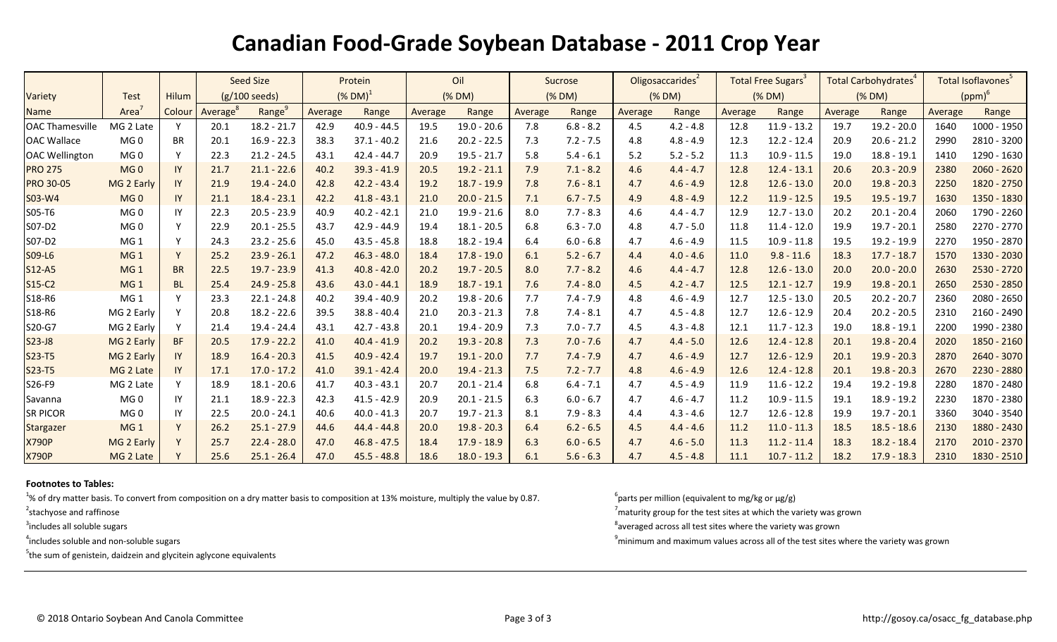# Canadian Food-Grade Soybean Database - 2011 Crop Year

| Variety | Test | Hilum | Seed Size (g/100 seeds) | | Protein (% DM)[1] | | Oil (% DM) | | Sucrose (% DM) | | Oligosaccarides[2] (% DM) | | Total Free Sugars[3] (% DM) | | Total Carbohydrates[4] (% DM) | | Total Isoflavones[5] (ppm)[6] | |
|---|---|---|---|---|---|---|---|---|---|---|---|---|---|---|---|---|---|---|
| Name | Area[7] | Colour | Average[8] | Range[9] | Average | Range | Average | Range | Average | Range | Average | Range | Average | Range | Average | Range | Average | Range |
| OAC Thamesville | MG 2 Late | Y | 20.1 | 18.2 - 21.7 | 42.9 | 40.9 - 44.5 | 19.5 | 19.0 - 20.6 | 7.8 | 6.8 - 8.2 | 4.5 | 4.2 - 4.8 | 12.8 | 11.9 - 13.2 | 19.7 | 19.2 - 20.0 | 1640 | 1000 - 1950 |
| OAC Wallace | MG 0 | BR | 20.1 | 16.9 - 22.3 | 38.3 | 37.1 - 40.2 | 21.6 | 20.2 - 22.5 | 7.3 | 7.2 - 7.5 | 4.8 | 4.8 - 4.9 | 12.3 | 12.2 - 12.4 | 20.9 | 20.6 - 21.2 | 2990 | 2810 - 3200 |
| OAC Wellington | MG 0 | Y | 22.3 | 21.2 - 24.5 | 43.1 | 42.4 - 44.7 | 20.9 | 19.5 - 21.7 | 5.8 | 5.4 - 6.1 | 5.2 | 5.2 - 5.2 | 11.3 | 10.9 - 11.5 | 19.0 | 18.8 - 19.1 | 1410 | 1290 - 1630 |
| PRO 275 | MG 0 | IY | 21.7 | 21.1 - 22.6 | 40.2 | 39.3 - 41.9 | 20.5 | 19.2 - 21.1 | 7.9 | 7.1 - 8.2 | 4.6 | 4.4 - 4.7 | 12.8 | 12.4 - 13.1 | 20.6 | 20.3 - 20.9 | 2380 | 2060 - 2620 |
| PRO 30-05 | MG 2 Early | IY | 21.9 | 19.4 - 24.0 | 42.8 | 42.2 - 43.4 | 19.2 | 18.7 - 19.9 | 7.8 | 7.6 - 8.1 | 4.7 | 4.6 - 4.9 | 12.8 | 12.6 - 13.0 | 20.0 | 19.8 - 20.3 | 2250 | 1820 - 2750 |
| S03-W4 | MG 0 | IY | 21.1 | 18.4 - 23.1 | 42.2 | 41.8 - 43.1 | 21.0 | 20.0 - 21.5 | 7.1 | 6.7 - 7.5 | 4.9 | 4.8 - 4.9 | 12.2 | 11.9 - 12.5 | 19.5 | 19.5 - 19.7 | 1630 | 1350 - 1830 |
| S05-T6 | MG 0 | IY | 22.3 | 20.5 - 23.9 | 40.9 | 40.2 - 42.1 | 21.0 | 19.9 - 21.6 | 8.0 | 7.7 - 8.3 | 4.6 | 4.4 - 4.7 | 12.9 | 12.7 - 13.0 | 20.2 | 20.1 - 20.4 | 2060 | 1790 - 2260 |
| S07-D2 | MG 0 | Y | 22.9 | 20.1 - 25.5 | 43.7 | 42.9 - 44.9 | 19.4 | 18.1 - 20.5 | 6.8 | 6.3 - 7.0 | 4.8 | 4.7 - 5.0 | 11.8 | 11.4 - 12.0 | 19.9 | 19.7 - 20.1 | 2580 | 2270 - 2770 |
| S07-D2 | MG 1 | Y | 24.3 | 23.2 - 25.6 | 45.0 | 43.5 - 45.8 | 18.8 | 18.2 - 19.4 | 6.4 | 6.0 - 6.8 | 4.7 | 4.6 - 4.9 | 11.5 | 10.9 - 11.8 | 19.5 | 19.2 - 19.9 | 2270 | 1950 - 2870 |
| S09-L6 | MG 1 | Y | 25.2 | 23.9 - 26.1 | 47.2 | 46.3 - 48.0 | 18.4 | 17.8 - 19.0 | 6.1 | 5.2 - 6.7 | 4.4 | 4.0 - 4.6 | 11.0 | 9.8 - 11.6 | 18.3 | 17.7 - 18.7 | 1570 | 1330 - 2030 |
| S12-A5 | MG 1 | BR | 22.5 | 19.7 - 23.9 | 41.3 | 40.8 - 42.0 | 20.2 | 19.7 - 20.5 | 8.0 | 7.7 - 8.2 | 4.6 | 4.4 - 4.7 | 12.8 | 12.6 - 13.0 | 20.0 | 20.0 - 20.0 | 2630 | 2530 - 2720 |
| S15-C2 | MG 1 | BL | 25.4 | 24.9 - 25.8 | 43.6 | 43.0 - 44.1 | 18.9 | 18.7 - 19.1 | 7.6 | 7.4 - 8.0 | 4.5 | 4.2 - 4.7 | 12.5 | 12.1 - 12.7 | 19.9 | 19.8 - 20.1 | 2650 | 2530 - 2850 |
| S18-R6 | MG 1 | Y | 23.3 | 22.1 - 24.8 | 40.2 | 39.4 - 40.9 | 20.2 | 19.8 - 20.6 | 7.7 | 7.4 - 7.9 | 4.8 | 4.6 - 4.9 | 12.7 | 12.5 - 13.0 | 20.5 | 20.2 - 20.7 | 2360 | 2080 - 2650 |
| S18-R6 | MG 2 Early | Y | 20.8 | 18.2 - 22.6 | 39.5 | 38.8 - 40.4 | 21.0 | 20.3 - 21.3 | 7.8 | 7.4 - 8.1 | 4.7 | 4.5 - 4.8 | 12.7 | 12.6 - 12.9 | 20.4 | 20.2 - 20.5 | 2310 | 2160 - 2490 |
| S20-G7 | MG 2 Early | Y | 21.4 | 19.4 - 24.4 | 43.1 | 42.7 - 43.8 | 20.1 | 19.4 - 20.9 | 7.3 | 7.0 - 7.7 | 4.5 | 4.3 - 4.8 | 12.1 | 11.7 - 12.3 | 19.0 | 18.8 - 19.1 | 2200 | 1990 - 2380 |
| S23-J8 | MG 2 Early | BF | 20.5 | 17.9 - 22.2 | 41.0 | 40.4 - 41.9 | 20.2 | 19.3 - 20.8 | 7.3 | 7.0 - 7.6 | 4.7 | 4.4 - 5.0 | 12.6 | 12.4 - 12.8 | 20.1 | 19.8 - 20.4 | 2020 | 1850 - 2160 |
| S23-T5 | MG 2 Early | IY | 18.9 | 16.4 - 20.3 | 41.5 | 40.9 - 42.4 | 19.7 | 19.1 - 20.0 | 7.7 | 7.4 - 7.9 | 4.7 | 4.6 - 4.9 | 12.7 | 12.6 - 12.9 | 20.1 | 19.9 - 20.3 | 2870 | 2640 - 3070 |
| S23-T5 | MG 2 Late | IY | 17.1 | 17.0 - 17.2 | 41.0 | 39.1 - 42.4 | 20.0 | 19.4 - 21.3 | 7.5 | 7.2 - 7.7 | 4.8 | 4.6 - 4.9 | 12.6 | 12.4 - 12.8 | 20.1 | 19.8 - 20.3 | 2670 | 2230 - 2880 |
| S26-F9 | MG 2 Late | Y | 18.9 | 18.1 - 20.6 | 41.7 | 40.3 - 43.1 | 20.7 | 20.1 - 21.4 | 6.8 | 6.4 - 7.1 | 4.7 | 4.5 - 4.9 | 11.9 | 11.6 - 12.2 | 19.4 | 19.2 - 19.8 | 2280 | 1870 - 2480 |
| Savanna | MG 0 | IY | 21.1 | 18.9 - 22.3 | 42.3 | 41.5 - 42.9 | 20.9 | 20.1 - 21.5 | 6.3 | 6.0 - 6.7 | 4.7 | 4.6 - 4.7 | 11.2 | 10.9 - 11.5 | 19.1 | 18.9 - 19.2 | 2230 | 1870 - 2380 |
| SR PICOR | MG 0 | IY | 22.5 | 20.0 - 24.1 | 40.6 | 40.0 - 41.3 | 20.7 | 19.7 - 21.3 | 8.1 | 7.9 - 8.3 | 4.4 | 4.3 - 4.6 | 12.7 | 12.6 - 12.8 | 19.9 | 19.7 - 20.1 | 3360 | 3040 - 3540 |
| Stargazer | MG 1 | Y | 26.2 | 25.1 - 27.9 | 44.6 | 44.4 - 44.8 | 20.0 | 19.8 - 20.3 | 6.4 | 6.2 - 6.5 | 4.5 | 4.4 - 4.6 | 11.2 | 11.0 - 11.3 | 18.5 | 18.5 - 18.6 | 2130 | 1880 - 2430 |
| X790P | MG 2 Early | Y | 25.7 | 22.4 - 28.0 | 47.0 | 46.8 - 47.5 | 18.4 | 17.9 - 18.9 | 6.3 | 6.0 - 6.5 | 4.7 | 4.6 - 5.0 | 11.3 | 11.2 - 11.4 | 18.3 | 18.2 - 18.4 | 2170 | 2010 - 2370 |
| X790P | MG 2 Late | Y | 25.6 | 25.1 - 26.4 | 47.0 | 45.5 - 48.8 | 18.6 | 18.0 - 19.3 | 6.1 | 5.6 - 6.3 | 4.7 | 4.5 - 4.8 | 11.1 | 10.7 - 11.2 | 18.2 | 17.9 - 18.3 | 2310 | 1830 - 2510 |

**Footnotes to Tables:**

[1]% of dry matter basis. To convert from composition on a dry matter basis to composition at 13% moisture, multiply the value by 0.87.

[2]stachyose and raffinose

[3]includes all soluble sugars

[4]includes soluble and non-soluble sugars

[5]the sum of genistein, daidzein and glycitein aglycone equivalents

[6]parts per million (equivalent to mg/kg or µg/g)

[7]maturity group for the test sites at which the variety was grown

[8]averaged across all test sites where the variety was grown

[9]minimum and maximum values across all of the test sites where the variety was grown

© 2018 Ontario Soybean And Canola Committee

http://gosoy.ca/osacc_fg_database.php